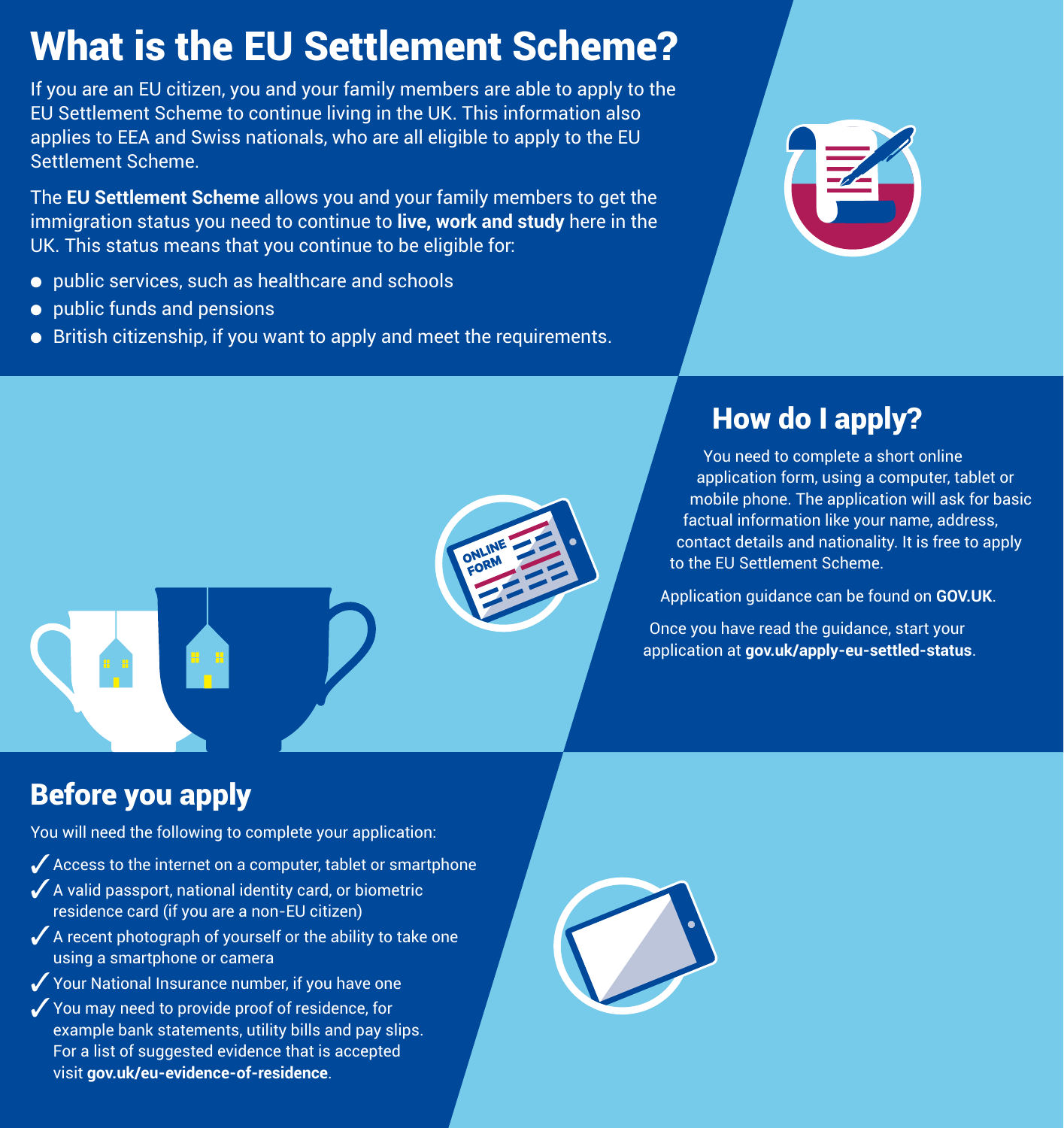# What is the EU Settlement Scheme?

If you are an EU citizen, you and your family members are able to apply to the EU Settlement Scheme to continue living in the UK. This information also applies to EEA and Swiss nationals, who are all eligible to apply to the EU Settlement Scheme.

The **EU Settlement Scheme** allows you and your family members to get the immigration status you need to continue to **live, work and study** here in the UK. This status means that you continue to be eligible for:

- public services, such as healthcare and schools
- public funds and pensions
- British citizenship, if you want to apply and meet the requirements.

## How do I apply?

You need to complete a short online application form, using a computer, tablet or mobile phone. The application will ask for basic factual information like your name, address, contact details and nationality. It is free to apply to the EU Settlement Scheme.

Application guidance can be found on **GOV.UK**.

Once you have read the guidance, start your application at **gov.uk/apply-eu-settled-status**.

## Before you apply

You will need the following to complete your application:

- ✓ Access to the internet on a computer, tablet or smartphone
- ✓ A valid passport, national identity card, or biometric residence card (if you are a non-EU citizen)
- ✓ A recent photograph of yourself or the ability to take one using a smartphone or camera
- ✓ Your National Insurance number, if you have one
- ✓ You may need to provide proof of residence, for example bank statements, utility bills and pay slips. For a list of suggested evidence that is accepted visit **gov.uk/eu-evidence-of-residence**.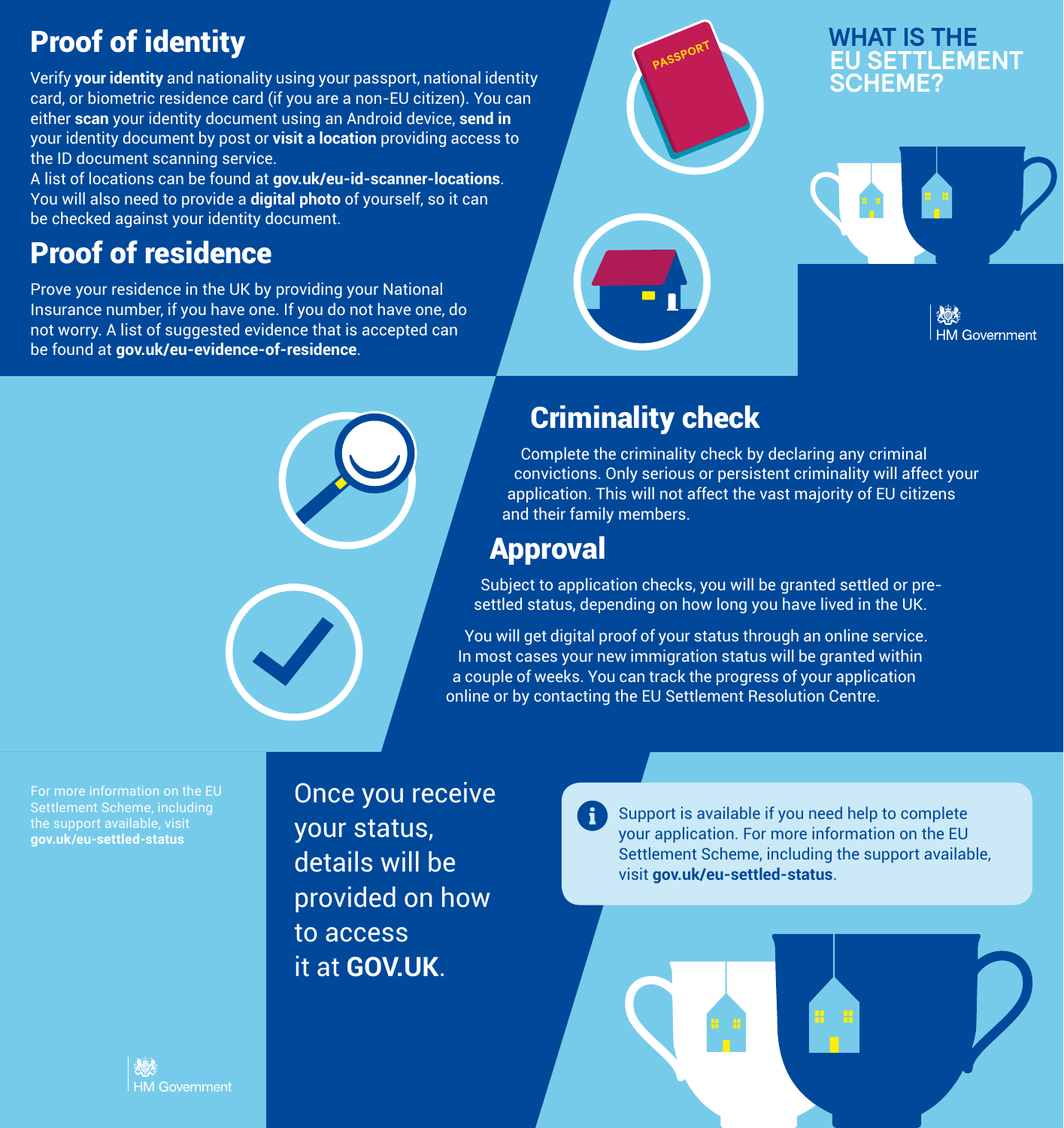# WHAT IS THE EU SETTLEMENT SCHEME?

## Proof of identity

Verify **your identity** and nationality using your passport, national identity card, or biometric residence card (if you are a non-EU citizen). You can either **scan** your identity document using an Android device, **send in** your identity document by post or **visit a location** providing access to the ID document scanning service.
A list of locations can be found at **gov.uk/eu-id-scanner-locations**.
You will also need to provide a **digital photo** of yourself, so it can be checked against your identity document.

## Proof of residence

Prove your residence in the UK by providing your National Insurance number, if you have one. If you do not have one, do not worry. A list of suggested evidence that is accepted can be found at **gov.uk/eu-evidence-of-residence**.

HM Government

## Criminality check

Complete the criminality check by declaring any criminal convictions. Only serious or persistent criminality will affect your application. This will not affect the vast majority of EU citizens and their family members.

## Approval

Subject to application checks, you will be granted settled or pre-settled status, depending on how long you have lived in the UK.

You will get digital proof of your status through an online service. In most cases your new immigration status will be granted within a couple of weeks. You can track the progress of your application online or by contacting the EU Settlement Resolution Centre.

For more information on the EU Settlement Scheme, including the support available, visit **gov.uk/eu-settled-status**

Once you receive your status, details will be provided on how to access it at **GOV.UK**.

Support is available if you need help to complete your application. For more information on the EU Settlement Scheme, including the support available, visit **gov.uk/eu-settled-status**.

HM Government